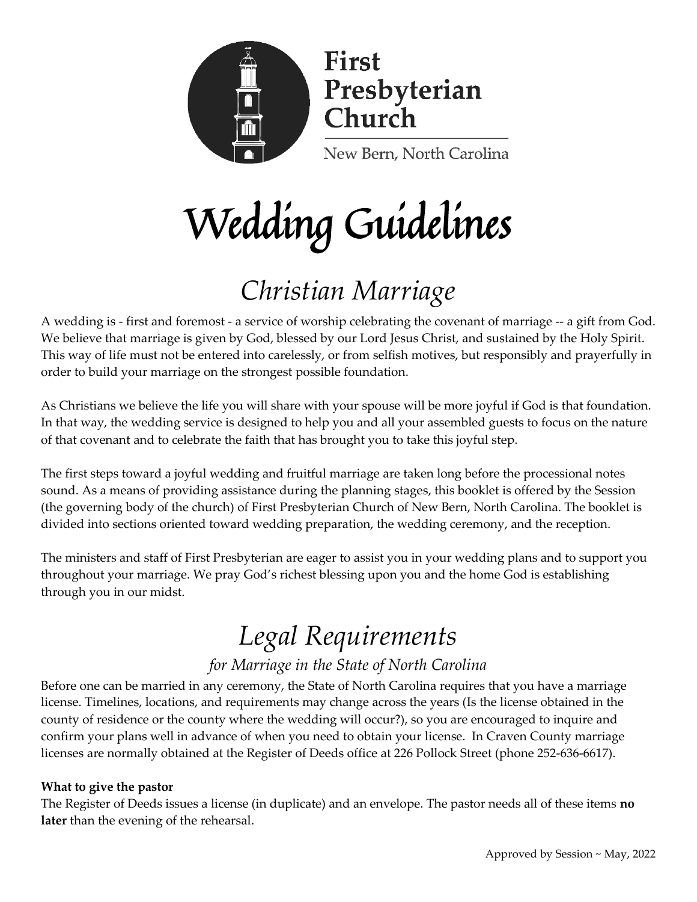First Presbyterian Church

New Bern, North Carolina

# Wedding Guidelines

## *Christian Marriage*

A wedding is - first and foremost - a service of worship celebrating the covenant of marriage -- a gift from God. We believe that marriage is given by God, blessed by our Lord Jesus Christ, and sustained by the Holy Spirit. This way of life must not be entered into carelessly, or from selfish motives, but responsibly and prayerfully in order to build your marriage on the strongest possible foundation.

As Christians we believe the life you will share with your spouse will be more joyful if God is that foundation. In that way, the wedding service is designed to help you and all your assembled guests to focus on the nature of that covenant and to celebrate the faith that has brought you to take this joyful step.

The first steps toward a joyful wedding and fruitful marriage are taken long before the processional notes sound. As a means of providing assistance during the planning stages, this booklet is offered by the Session (the governing body of the church) of First Presbyterian Church of New Bern, North Carolina. The booklet is divided into sections oriented toward wedding preparation, the wedding ceremony, and the reception.

The ministers and staff of First Presbyterian are eager to assist you in your wedding plans and to support you throughout your marriage. We pray God's richest blessing upon you and the home God is establishing through you in our midst.

## *Legal Requirements*

### *for Marriage in the State of North Carolina*

Before one can be married in any ceremony, the State of North Carolina requires that you have a marriage license. Timelines, locations, and requirements may change across the years (Is the license obtained in the county of residence or the county where the wedding will occur?), so you are encouraged to inquire and confirm your plans well in advance of when you need to obtain your license. In Craven County marriage licenses are normally obtained at the Register of Deeds office at 226 Pollock Street (phone 252-636-6617).

**What to give the pastor**

The Register of Deeds issues a license (in duplicate) and an envelope. The pastor needs all of these items **no later** than the evening of the rehearsal.

Approved by Session ~ May, 2022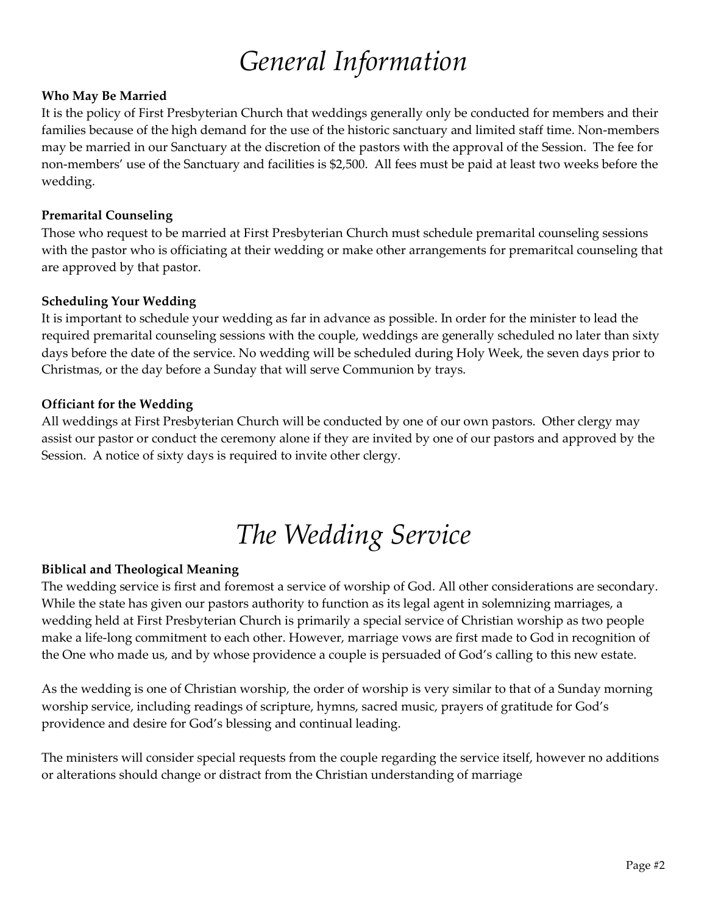# *General Information*

**Who May Be Married**

It is the policy of First Presbyterian Church that weddings generally only be conducted for members and their families because of the high demand for the use of the historic sanctuary and limited staff time. Non-members may be married in our Sanctuary at the discretion of the pastors with the approval of the Session. The fee for non-members' use of the Sanctuary and facilities is $2,500. All fees must be paid at least two weeks before the wedding.

**Premarital Counseling**

Those who request to be married at First Presbyterian Church must schedule premarital counseling sessions with the pastor who is officiating at their wedding or make other arrangements for premaritcal counseling that are approved by that pastor.

**Scheduling Your Wedding**

It is important to schedule your wedding as far in advance as possible. In order for the minister to lead the required premarital counseling sessions with the couple, weddings are generally scheduled no later than sixty days before the date of the service. No wedding will be scheduled during Holy Week, the seven days prior to Christmas, or the day before a Sunday that will serve Communion by trays.

**Officiant for the Wedding**

All weddings at First Presbyterian Church will be conducted by one of our own pastors. Other clergy may assist our pastor or conduct the ceremony alone if they are invited by one of our pastors and approved by the Session. A notice of sixty days is required to invite other clergy.

# *The Wedding Service*

**Biblical and Theological Meaning**

The wedding service is first and foremost a service of worship of God. All other considerations are secondary. While the state has given our pastors authority to function as its legal agent in solemnizing marriages, a wedding held at First Presbyterian Church is primarily a special service of Christian worship as two people make a life-long commitment to each other. However, marriage vows are first made to God in recognition of the One who made us, and by whose providence a couple is persuaded of God's calling to this new estate.

As the wedding is one of Christian worship, the order of worship is very similar to that of a Sunday morning worship service, including readings of scripture, hymns, sacred music, prayers of gratitude for God's providence and desire for God's blessing and continual leading.

The ministers will consider special requests from the couple regarding the service itself, however no additions or alterations should change or distract from the Christian understanding of marriage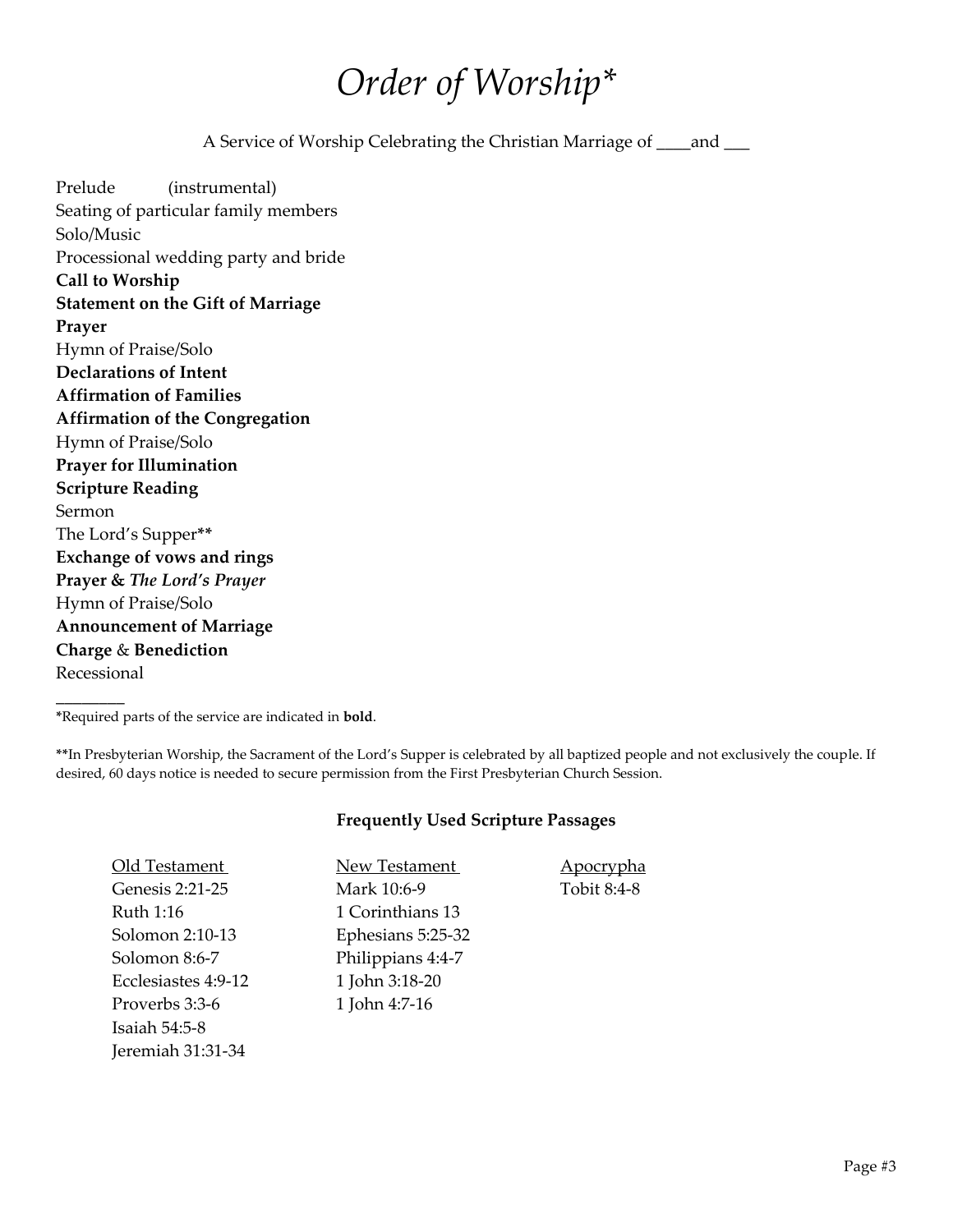# *Order of Worship**

A Service of Worship Celebrating the Christian Marriage of ____and ___

Prelude (instrumental)  
Seating of particular family members  
Solo/Music  
Processional wedding party and bride  
**Call to Worship**  
**Statement on the Gift of Marriage**  
**Prayer**  
Hymn of Praise/Solo  
**Declarations of Intent**  
**Affirmation of Families**  
**Affirmation of the Congregation**  
Hymn of Praise/Solo  
**Prayer for Illumination**  
**Scripture Reading**  
Sermon  
The Lord's Supper**  
**Exchange of vows and rings**  
**Prayer & *The Lord's Prayer***  
Hymn of Praise/Solo  
**Announcement of Marriage**  
**Charge & Benediction**  
Recessional

________

*Required parts of the service are indicated in **bold**.

**In Presbyterian Worship, the Sacrament of the Lord's Supper is celebrated by all baptized people and not exclusively the couple. If desired, 60 days notice is needed to secure permission from the First Presbyterian Church Session.

### Frequently Used Scripture Passages

| Old Testament | New Testament | Apocrypha |
|---|---|---|
| Genesis 2:21-25 | Mark 10:6-9 | Tobit 8:4-8 |
| Ruth 1:16 | 1 Corinthians 13 | |
| Solomon 2:10-13 | Ephesians 5:25-32 | |
| Solomon 8:6-7 | Philippians 4:4-7 | |
| Ecclesiastes 4:9-12 | 1 John 3:18-20 | |
| Proverbs 3:3-6 | 1 John 4:7-16 | |
| Isaiah 54:5-8 | | |
| Jeremiah 31:31-34 | | |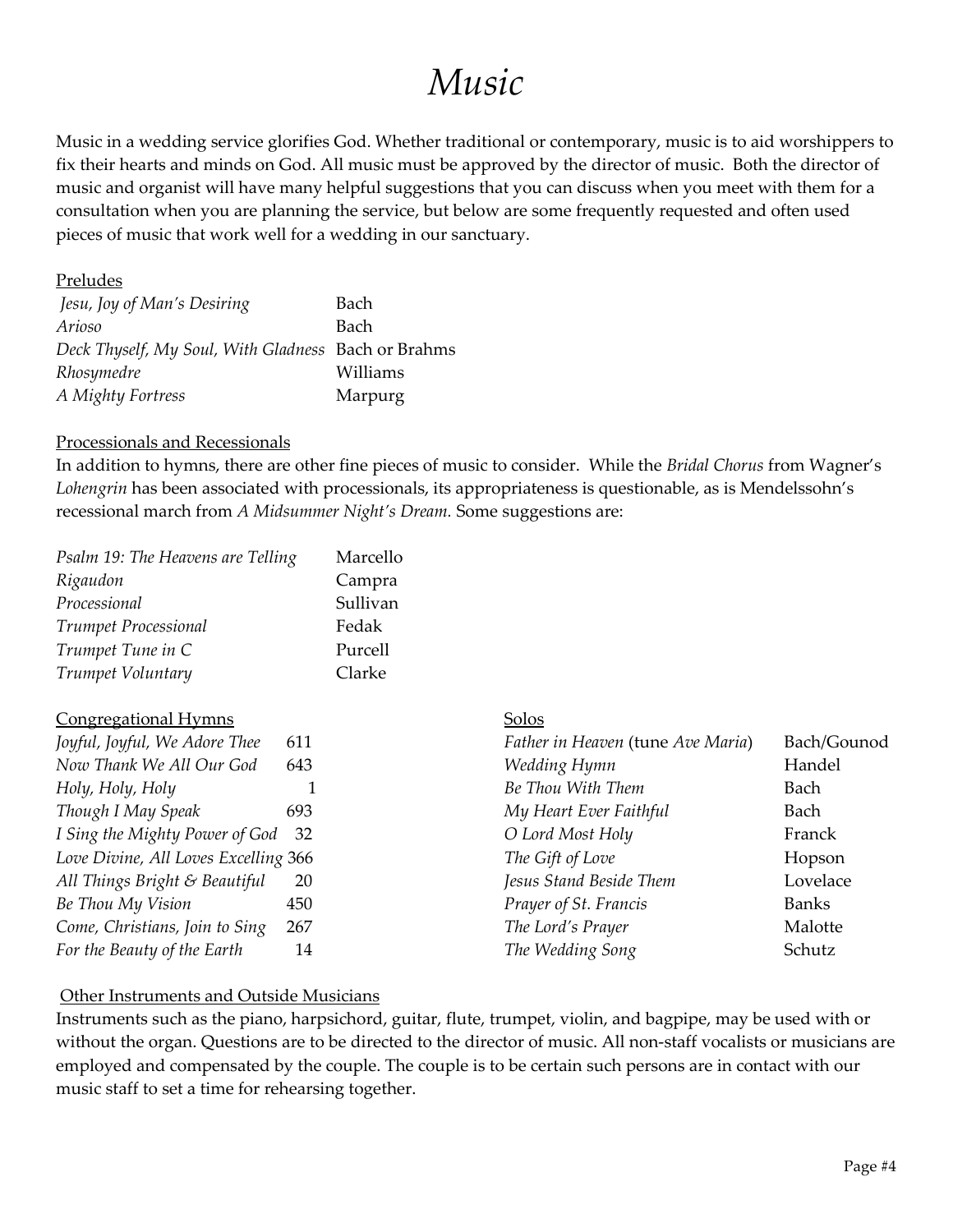# *Music*

Music in a wedding service glorifies God. Whether traditional or contemporary, music is to aid worshippers to fix their hearts and minds on God. All music must be approved by the director of music. Both the director of music and organist will have many helpful suggestions that you can discuss when you meet with them for a consultation when you are planning the service, but below are some frequently requested and often used pieces of music that work well for a wedding in our sanctuary.

## Preludes

| | |
|---|---|
| *Jesu, Joy of Man's Desiring* | Bach |
| *Arioso* | Bach |
| *Deck Thyself, My Soul, With Gladness* | Bach or Brahms |
| *Rhosymedre* | Williams |
| *A Mighty Fortress* | Marpurg |

## Processionals and Recessionals

In addition to hymns, there are other fine pieces of music to consider. While the *Bridal Chorus* from Wagner's *Lohengrin* has been associated with processionals, its appropriateness is questionable, as is Mendelssohn's recessional march from *A Midsummer Night's Dream.* Some suggestions are:

| | |
|---|---|
| *Psalm 19: The Heavens are Telling* | Marcello |
| *Rigaudon* | Campra |
| *Processional* | Sullivan |
| *Trumpet Processional* | Fedak |
| *Trumpet Tune in C* | Purcell |
| *Trumpet Voluntary* | Clarke |

## Congregational Hymns

| | |
|---|---|
| *Joyful, Joyful, We Adore Thee* | 611 |
| *Now Thank We All Our God* | 643 |
| *Holy, Holy, Holy* | 1 |
| *Though I May Speak* | 693 |
| *I Sing the Mighty Power of God* | 32 |
| *Love Divine, All Loves Excelling* | 366 |
| *All Things Bright & Beautiful* | 20 |
| *Be Thou My Vision* | 450 |
| *Come, Christians, Join to Sing* | 267 |
| *For the Beauty of the Earth* | 14 |

## Solos

| | |
|---|---|
| *Father in Heaven* (tune *Ave Maria*) | Bach/Gounod |
| *Wedding Hymn* | Handel |
| *Be Thou With Them* | Bach |
| *My Heart Ever Faithful* | Bach |
| *O Lord Most Holy* | Franck |
| *The Gift of Love* | Hopson |
| *Jesus Stand Beside Them* | Lovelace |
| *Prayer of St. Francis* | Banks |
| *The Lord's Prayer* | Malotte |
| *The Wedding Song* | Schutz |

## Other Instruments and Outside Musicians

Instruments such as the piano, harpsichord, guitar, flute, trumpet, violin, and bagpipe, may be used with or without the organ. Questions are to be directed to the director of music. All non-staff vocalists or musicians are employed and compensated by the couple. The couple is to be certain such persons are in contact with our music staff to set a time for rehearsing together.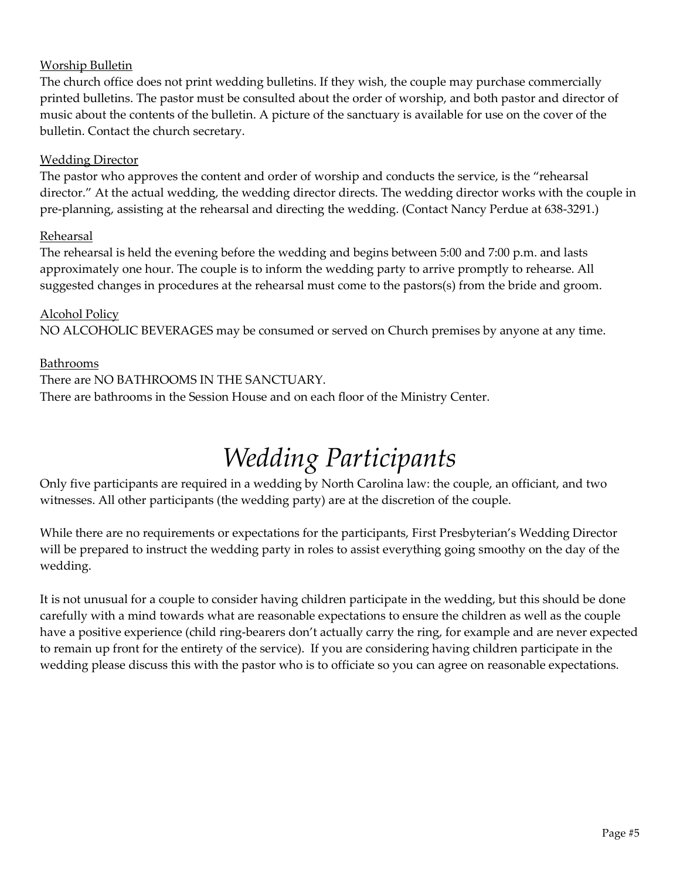<u>Worship Bulletin</u>

The church office does not print wedding bulletins. If they wish, the couple may purchase commercially printed bulletins. The pastor must be consulted about the order of worship, and both pastor and director of music about the contents of the bulletin. A picture of the sanctuary is available for use on the cover of the bulletin. Contact the church secretary.

<u>Wedding Director</u>

The pastor who approves the content and order of worship and conducts the service, is the "rehearsal director." At the actual wedding, the wedding director directs. The wedding director works with the couple in pre-planning, assisting at the rehearsal and directing the wedding. (Contact Nancy Perdue at 638-3291.)

<u>Rehearsal</u>

The rehearsal is held the evening before the wedding and begins between 5:00 and 7:00 p.m. and lasts approximately one hour. The couple is to inform the wedding party to arrive promptly to rehearse. All suggested changes in procedures at the rehearsal must come to the pastors(s) from the bride and groom.

<u>Alcohol Policy</u>

NO ALCOHOLIC BEVERAGES may be consumed or served on Church premises by anyone at any time.

<u>Bathrooms</u>

There are NO BATHROOMS IN THE SANCTUARY.
There are bathrooms in the Session House and on each floor of the Ministry Center.

# *Wedding Participants*

Only five participants are required in a wedding by North Carolina law: the couple, an officiant, and two witnesses. All other participants (the wedding party) are at the discretion of the couple.

While there are no requirements or expectations for the participants, First Presbyterian's Wedding Director will be prepared to instruct the wedding party in roles to assist everything going smoothy on the day of the wedding.

It is not unusual for a couple to consider having children participate in the wedding, but this should be done carefully with a mind towards what are reasonable expectations to ensure the children as well as the couple have a positive experience (child ring-bearers don't actually carry the ring, for example and are never expected to remain up front for the entirety of the service). If you are considering having children participate in the wedding please discuss this with the pastor who is to officiate so you can agree on reasonable expectations.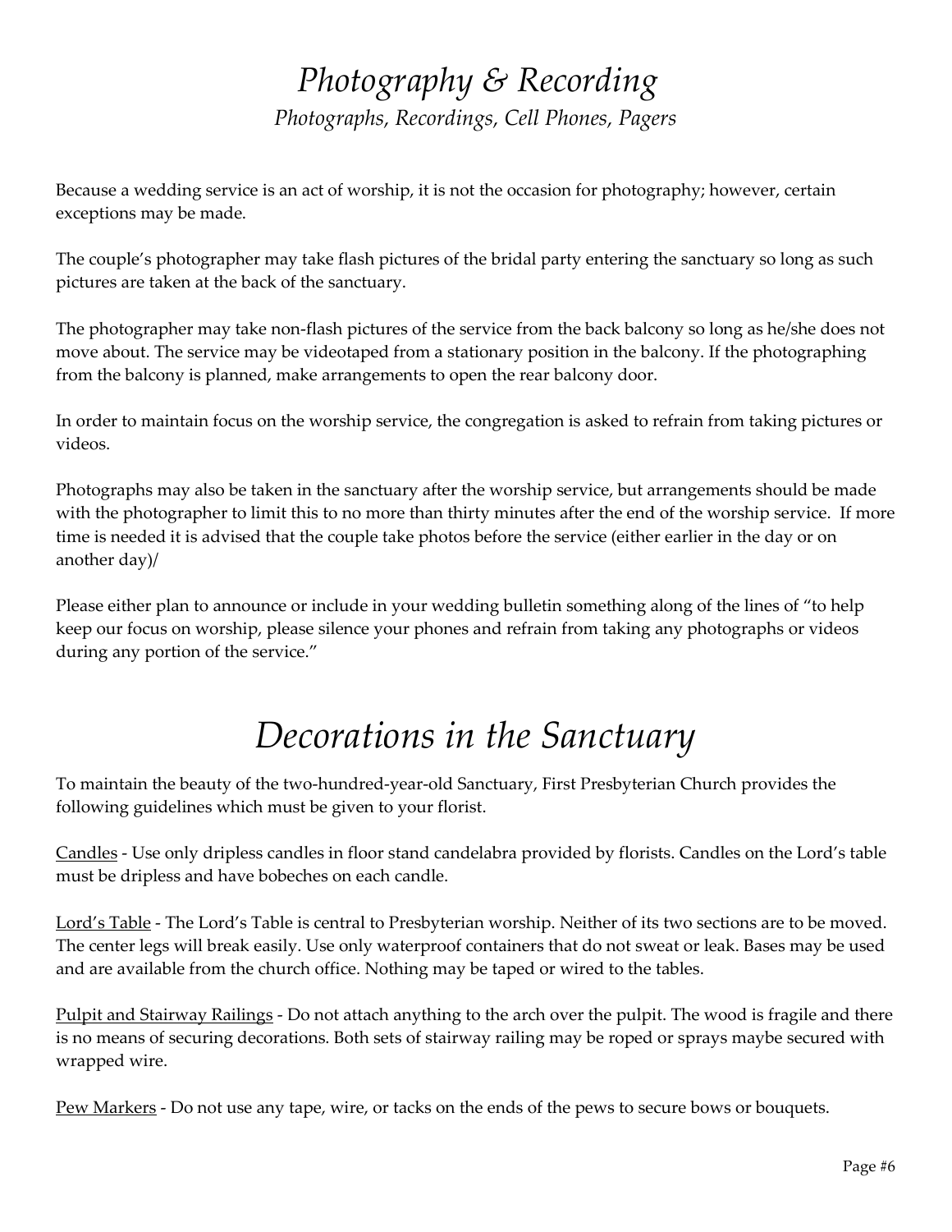# *Photography & Recording*

*Photographs, Recordings, Cell Phones, Pagers*

Because a wedding service is an act of worship, it is not the occasion for photography; however, certain exceptions may be made.

The couple's photographer may take flash pictures of the bridal party entering the sanctuary so long as such pictures are taken at the back of the sanctuary.

The photographer may take non-flash pictures of the service from the back balcony so long as he/she does not move about. The service may be videotaped from a stationary position in the balcony. If the photographing from the balcony is planned, make arrangements to open the rear balcony door.

In order to maintain focus on the worship service, the congregation is asked to refrain from taking pictures or videos.

Photographs may also be taken in the sanctuary after the worship service, but arrangements should be made with the photographer to limit this to no more than thirty minutes after the end of the worship service. If more time is needed it is advised that the couple take photos before the service (either earlier in the day or on another day)/

Please either plan to announce or include in your wedding bulletin something along of the lines of "to help keep our focus on worship, please silence your phones and refrain from taking any photographs or videos during any portion of the service."

# *Decorations in the Sanctuary*

To maintain the beauty of the two-hundred-year-old Sanctuary, First Presbyterian Church provides the following guidelines which must be given to your florist.

<u>Candles</u> - Use only dripless candles in floor stand candelabra provided by florists. Candles on the Lord's table must be dripless and have bobeches on each candle.

<u>Lord's Table</u> - The Lord's Table is central to Presbyterian worship. Neither of its two sections are to be moved. The center legs will break easily. Use only waterproof containers that do not sweat or leak. Bases may be used and are available from the church office. Nothing may be taped or wired to the tables.

<u>Pulpit and Stairway Railings</u> - Do not attach anything to the arch over the pulpit. The wood is fragile and there is no means of securing decorations. Both sets of stairway railing may be roped or sprays maybe secured with wrapped wire.

<u>Pew Markers</u> - Do not use any tape, wire, or tacks on the ends of the pews to secure bows or bouquets.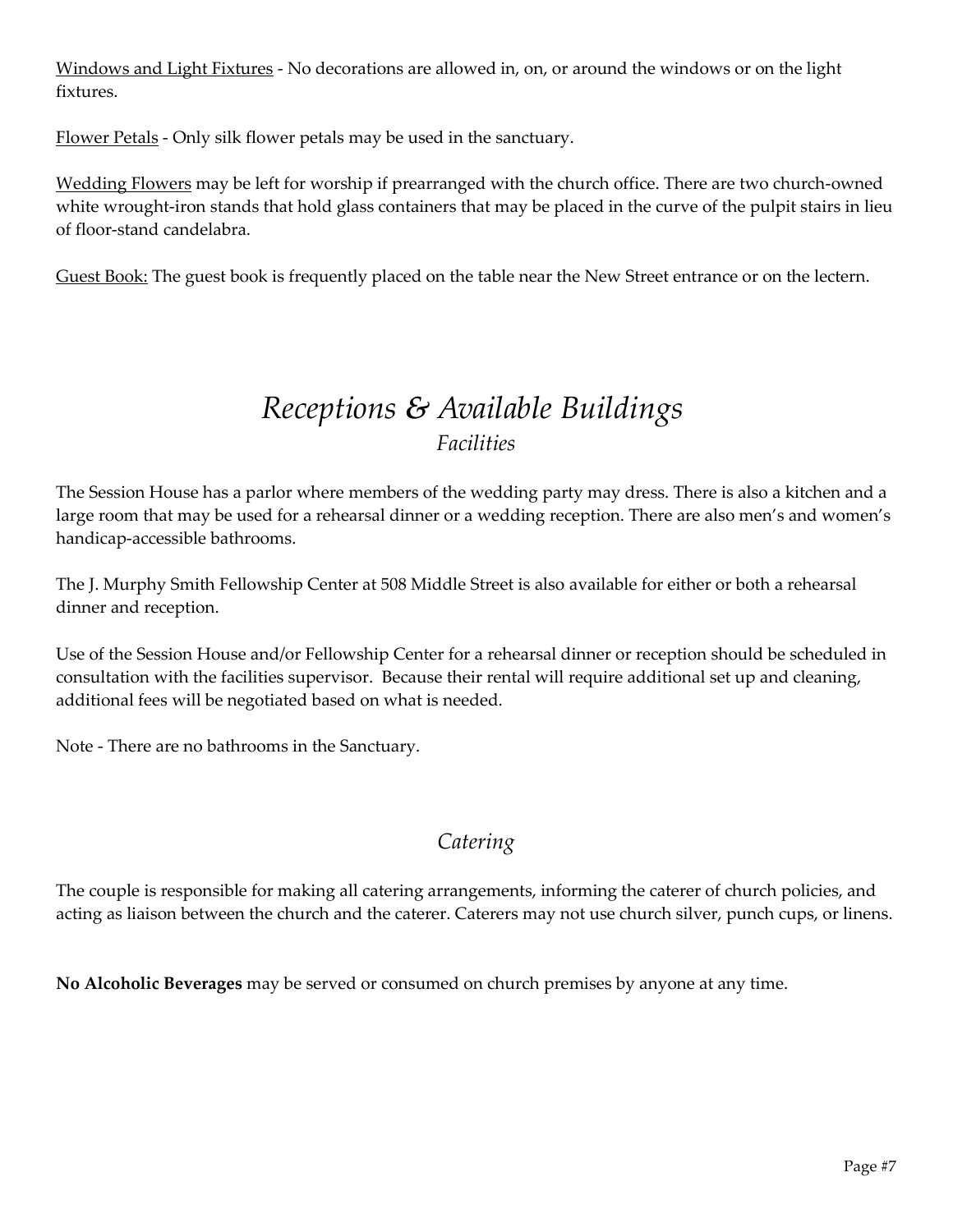<u>Windows and Light Fixtures</u> - No decorations are allowed in, on, or around the windows or on the light fixtures.

<u>Flower Petals</u> - Only silk flower petals may be used in the sanctuary.

<u>Wedding Flowers</u> may be left for worship if prearranged with the church office. There are two church-owned white wrought-iron stands that hold glass containers that may be placed in the curve of the pulpit stairs in lieu of floor-stand candelabra.

<u>Guest Book:</u> The guest book is frequently placed on the table near the New Street entrance or on the lectern.

# *Receptions & Available Buildings*

## *Facilities*

The Session House has a parlor where members of the wedding party may dress. There is also a kitchen and a large room that may be used for a rehearsal dinner or a wedding reception. There are also men's and women's handicap-accessible bathrooms.

The J. Murphy Smith Fellowship Center at 508 Middle Street is also available for either or both a rehearsal dinner and reception.

Use of the Session House and/or Fellowship Center for a rehearsal dinner or reception should be scheduled in consultation with the facilities supervisor. Because their rental will require additional set up and cleaning, additional fees will be negotiated based on what is needed.

Note - There are no bathrooms in the Sanctuary.

## *Catering*

The couple is responsible for making all catering arrangements, informing the caterer of church policies, and acting as liaison between the church and the caterer. Caterers may not use church silver, punch cups, or linens.

**No Alcoholic Beverages** may be served or consumed on church premises by anyone at any time.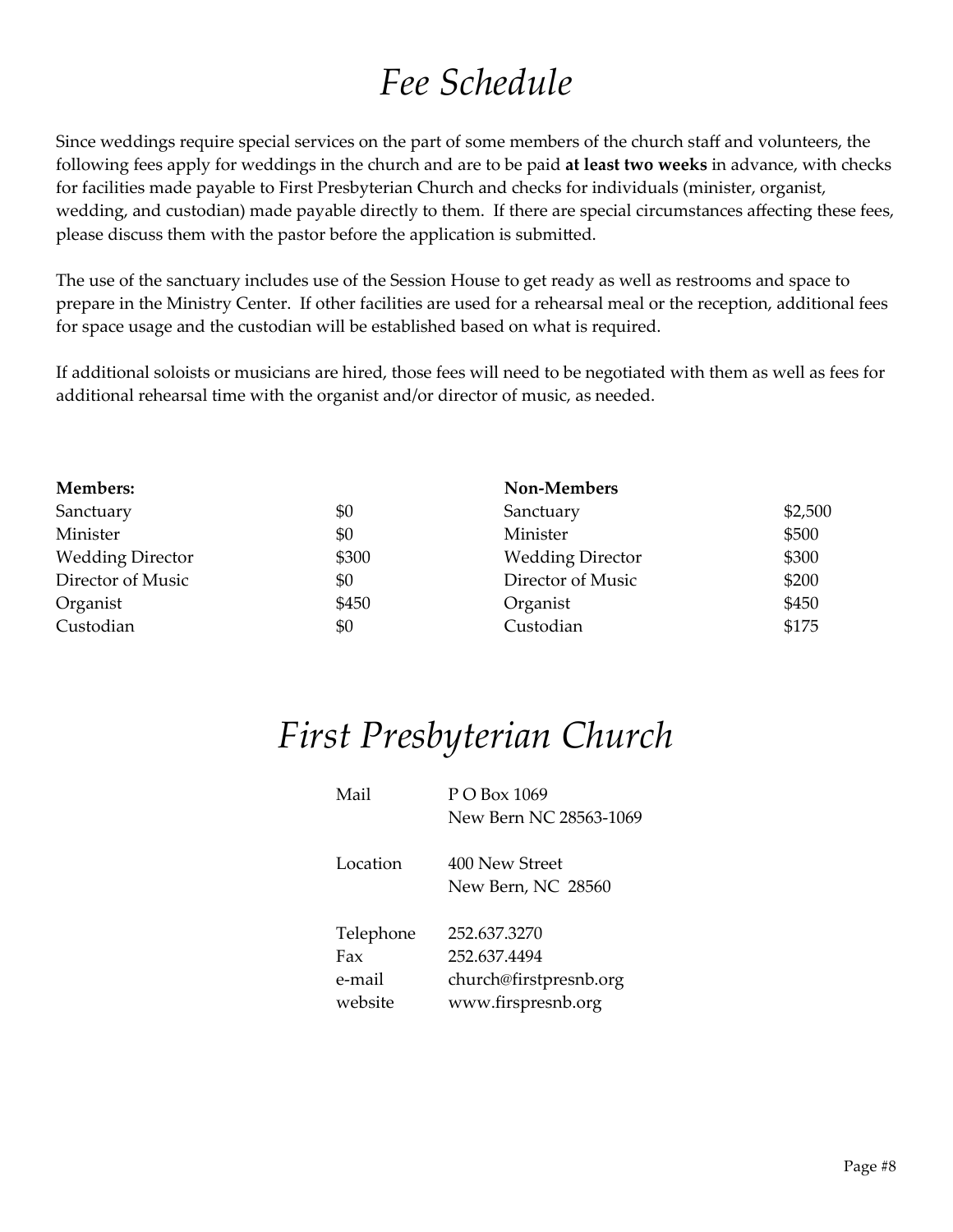# *Fee Schedule*

Since weddings require special services on the part of some members of the church staff and volunteers, the following fees apply for weddings in the church and are to be paid **at least two weeks** in advance, with checks for facilities made payable to First Presbyterian Church and checks for individuals (minister, organist, wedding, and custodian) made payable directly to them. If there are special circumstances affecting these fees, please discuss them with the pastor before the application is submitted.

The use of the sanctuary includes use of the Session House to get ready as well as restrooms and space to prepare in the Ministry Center. If other facilities are used for a rehearsal meal or the reception, additional fees for space usage and the custodian will be established based on what is required.

If additional soloists or musicians are hired, those fees will need to be negotiated with them as well as fees for additional rehearsal time with the organist and/or director of music, as needed.

| **Members:** | | **Non-Members** | |
|---|---|---|---|
| Sanctuary | $0 | Sanctuary | $2,500 |
| Minister | $0 | Minister | $500 |
| Wedding Director | $300 | Wedding Director | $300 |
| Director of Music | $0 | Director of Music | $200 |
| Organist | $450 | Organist | $450 |
| Custodian | $0 | Custodian | $175 |

# *First Presbyterian Church*

| | |
|---|---|
| Mail | P O Box 1069<br>New Bern NC 28563-1069 |
| Location | 400 New Street<br>New Bern, NC 28560 |
| Telephone | 252.637.3270 |
| Fax | 252.637.4494 |
| e-mail | church@firstpresnb.org |
| website | www.firspresnb.org |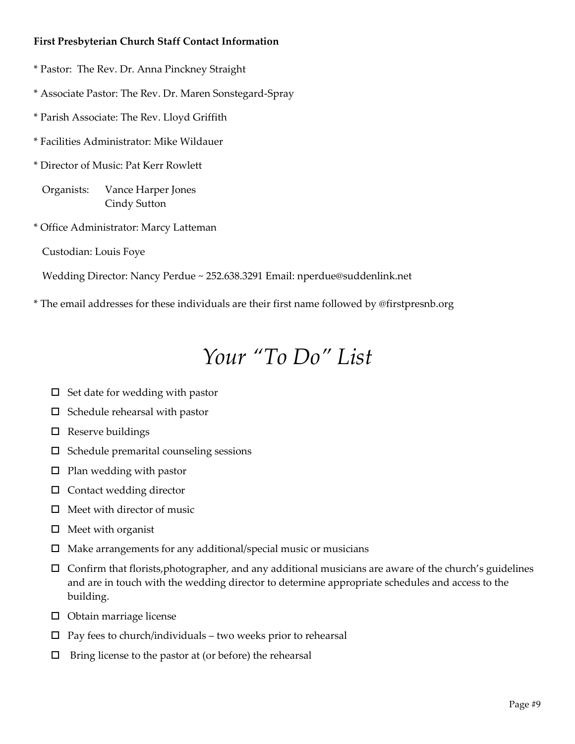**First Presbyterian Church Staff Contact Information**

* Pastor: The Rev. Dr. Anna Pinckney Straight

* Associate Pastor: The Rev. Dr. Maren Sonstegard-Spray

* Parish Associate: The Rev. Lloyd Griffith

* Facilities Administrator: Mike Wildauer

* Director of Music: Pat Kerr Rowlett

Organists: Vance Harper Jones
Cindy Sutton

* Office Administrator: Marcy Latteman

Custodian: Louis Foye

Wedding Director: Nancy Perdue ~ 252.638.3291 Email: nperdue@suddenlink.net

* The email addresses for these individuals are their first name followed by @firstpresnb.org

# *Your "To Do" List*

- ☐ Set date for wedding with pastor
- ☐ Schedule rehearsal with pastor
- ☐ Reserve buildings
- ☐ Schedule premarital counseling sessions
- ☐ Plan wedding with pastor
- ☐ Contact wedding director
- ☐ Meet with director of music
- ☐ Meet with organist
- ☐ Make arrangements for any additional/special music or musicians
- ☐ Confirm that florists,photographer, and any additional musicians are aware of the church's guidelines and are in touch with the wedding director to determine appropriate schedules and access to the building.
- ☐ Obtain marriage license
- ☐ Pay fees to church/individuals – two weeks prior to rehearsal
- ☐ Bring license to the pastor at (or before) the rehearsal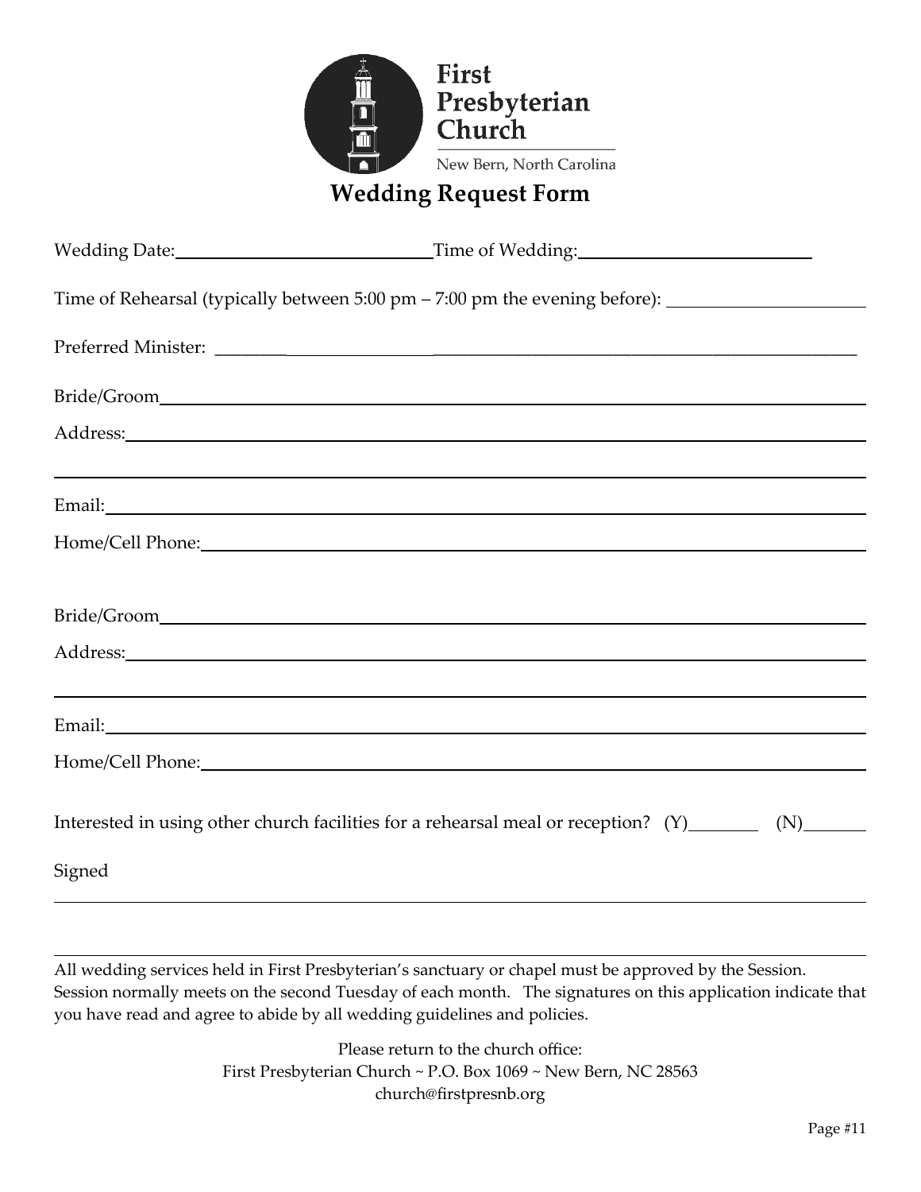First Presbyterian Church

New Bern, North Carolina

# Wedding Request Form

Wedding Date:____________________________Time of Wedding:__________________________

Time of Rehearsal (typically between 5:00 pm – 7:00 pm the evening before): _____________________

Preferred Minister: ________________________________________________________________

Bride/Groom______________________________________________________________________

Address:__________________________________________________________________________

__________________________________________________________________________________

Email:____________________________________________________________________________

Home/Cell Phone:__________________________________________________________________

Bride/Groom______________________________________________________________________

Address:__________________________________________________________________________

__________________________________________________________________________________

Email:____________________________________________________________________________

Home/Cell Phone:__________________________________________________________________

Interested in using other church facilities for a rehearsal meal or reception? (Y)________ (N)_______

Signed

__________________________________________________________________________________

__________________________________________________________________________________

All wedding services held in First Presbyterian's sanctuary or chapel must be approved by the Session. Session normally meets on the second Tuesday of each month. The signatures on this application indicate that you have read and agree to abide by all wedding guidelines and policies.

Please return to the church office:
First Presbyterian Church ~ P.O. Box 1069 ~ New Bern, NC 28563
church@firstpresnb.org